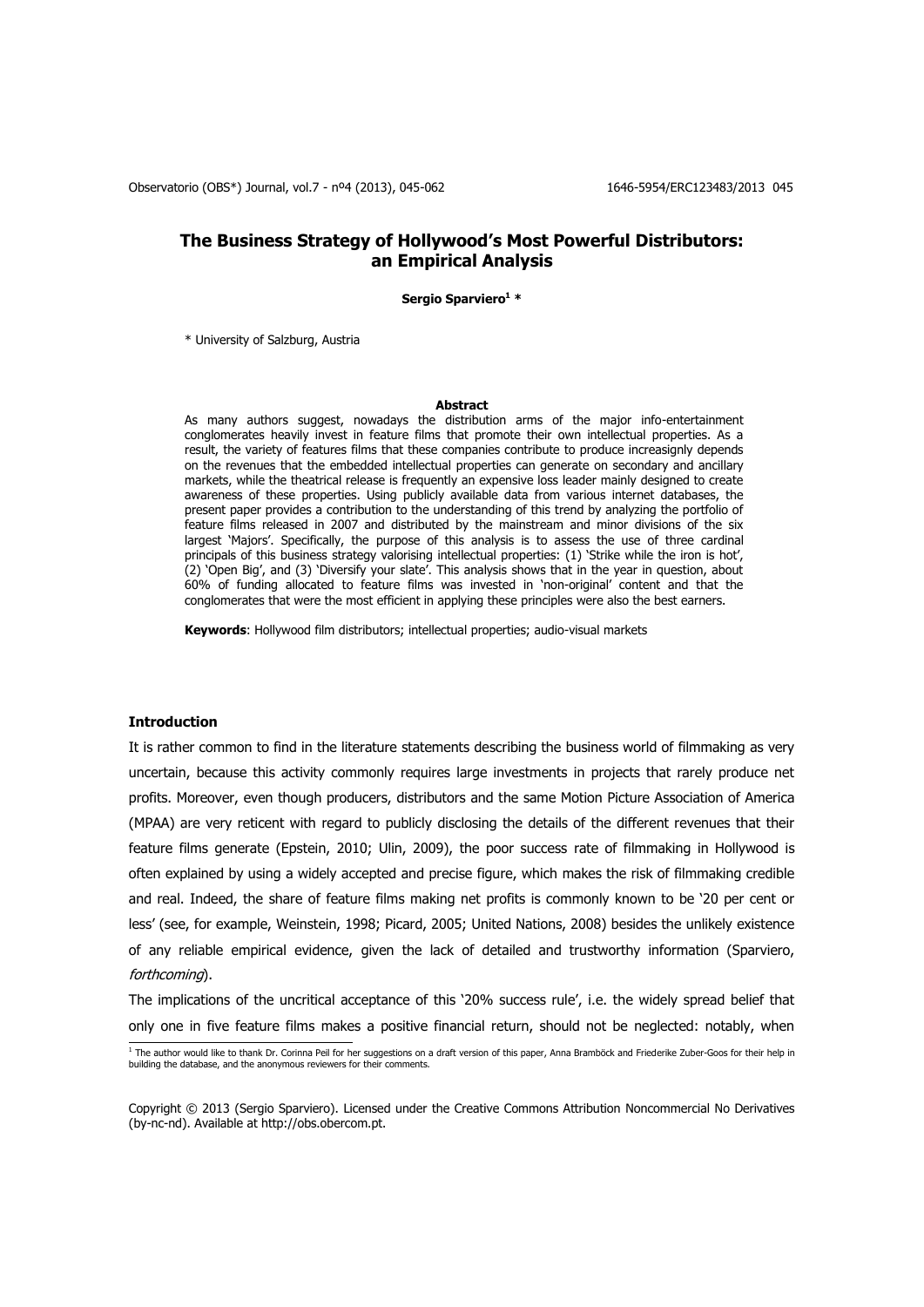# The Business Strategy of Hollywood's Most Powerful Distributors: an Empirical Analysis

**Sergio Sparviero[1] ***

* University of Salzburg, Austria

**Abstract**

As many authors suggest, nowadays the distribution arms of the major info-entertainment conglomerates heavily invest in feature films that promote their own intellectual properties. As a result, the variety of features films that these companies contribute to produce increasignly depends on the revenues that the embedded intellectual properties can generate on secondary and ancillary markets, while the theatrical release is frequently an expensive loss leader mainly designed to create awareness of these properties. Using publicly available data from various internet databases, the present paper provides a contribution to the understanding of this trend by analyzing the portfolio of feature films released in 2007 and distributed by the mainstream and minor divisions of the six largest 'Majors'. Specifically, the purpose of this analysis is to assess the use of three cardinal principals of this business strategy valorising intellectual properties: (1) 'Strike while the iron is hot', (2) 'Open Big', and (3) 'Diversify your slate'. This analysis shows that in the year in question, about 60% of funding allocated to feature films was invested in 'non-original' content and that the conglomerates that were the most efficient in applying these principles were also the best earners.

**Keywords**: Hollywood film distributors; intellectual properties; audio-visual markets

## Introduction

It is rather common to find in the literature statements describing the business world of filmmaking as very uncertain, because this activity commonly requires large investments in projects that rarely produce net profits. Moreover, even though producers, distributors and the same Motion Picture Association of America (MPAA) are very reticent with regard to publicly disclosing the details of the different revenues that their feature films generate (Epstein, 2010; Ulin, 2009), the poor success rate of filmmaking in Hollywood is often explained by using a widely accepted and precise figure, which makes the risk of filmmaking credible and real. Indeed, the share of feature films making net profits is commonly known to be '20 per cent or less' (see, for example, Weinstein, 1998; Picard, 2005; United Nations, 2008) besides the unlikely existence of any reliable empirical evidence, given the lack of detailed and trustworthy information (Sparviero, *forthcoming*).

The implications of the uncritical acceptance of this '20% success rule', i.e. the widely spread belief that only one in five feature films makes a positive financial return, should not be neglected: notably, when

[1] The author would like to thank Dr. Corinna Peil for her suggestions on a draft version of this paper, Anna Bramböck and Friederike Zuber-Goos for their help in building the database, and the anonymous reviewers for their comments.

Copyright © 2013 (Sergio Sparviero). Licensed under the Creative Commons Attribution Noncommercial No Derivatives (by-nc-nd). Available at http://obs.obercom.pt.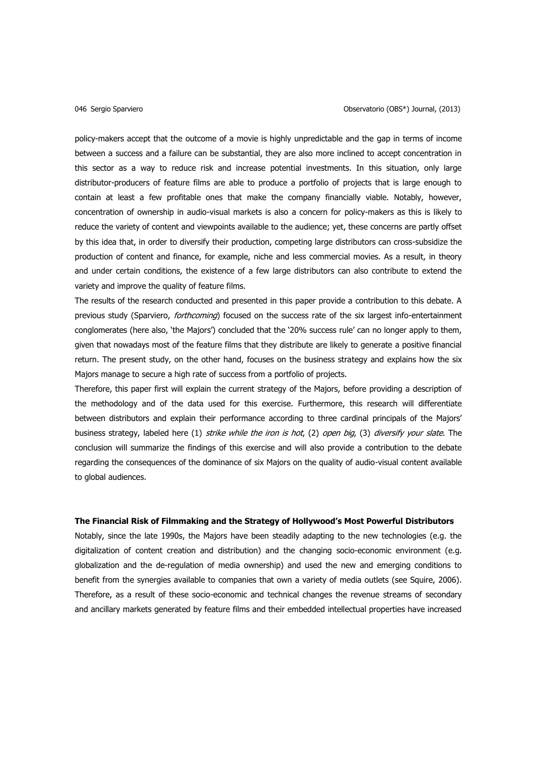policy-makers accept that the outcome of a movie is highly unpredictable and the gap in terms of income between a success and a failure can be substantial, they are also more inclined to accept concentration in this sector as a way to reduce risk and increase potential investments. In this situation, only large distributor-producers of feature films are able to produce a portfolio of projects that is large enough to contain at least a few profitable ones that make the company financially viable. Notably, however, concentration of ownership in audio-visual markets is also a concern for policy-makers as this is likely to reduce the variety of content and viewpoints available to the audience; yet, these concerns are partly offset by this idea that, in order to diversify their production, competing large distributors can cross-subsidize the production of content and finance, for example, niche and less commercial movies. As a result, in theory and under certain conditions, the existence of a few large distributors can also contribute to extend the variety and improve the quality of feature films.

The results of the research conducted and presented in this paper provide a contribution to this debate. A previous study (Sparviero, *forthcoming*) focused on the success rate of the six largest info-entertainment conglomerates (here also, 'the Majors') concluded that the '20% success rule' can no longer apply to them, given that nowadays most of the feature films that they distribute are likely to generate a positive financial return. The present study, on the other hand, focuses on the business strategy and explains how the six Majors manage to secure a high rate of success from a portfolio of projects.

Therefore, this paper first will explain the current strategy of the Majors, before providing a description of the methodology and of the data used for this exercise. Furthermore, this research will differentiate between distributors and explain their performance according to three cardinal principals of the Majors' business strategy, labeled here (1) *strike while the iron is hot*, (2) *open big*, (3) *diversify your slate*. The conclusion will summarize the findings of this exercise and will also provide a contribution to the debate regarding the consequences of the dominance of six Majors on the quality of audio-visual content available to global audiences.

## The Financial Risk of Filmmaking and the Strategy of Hollywood's Most Powerful Distributors

Notably, since the late 1990s, the Majors have been steadily adapting to the new technologies (e.g. the digitalization of content creation and distribution) and the changing socio-economic environment (e.g. globalization and the de-regulation of media ownership) and used the new and emerging conditions to benefit from the synergies available to companies that own a variety of media outlets (see Squire, 2006). Therefore, as a result of these socio-economic and technical changes the revenue streams of secondary and ancillary markets generated by feature films and their embedded intellectual properties have increased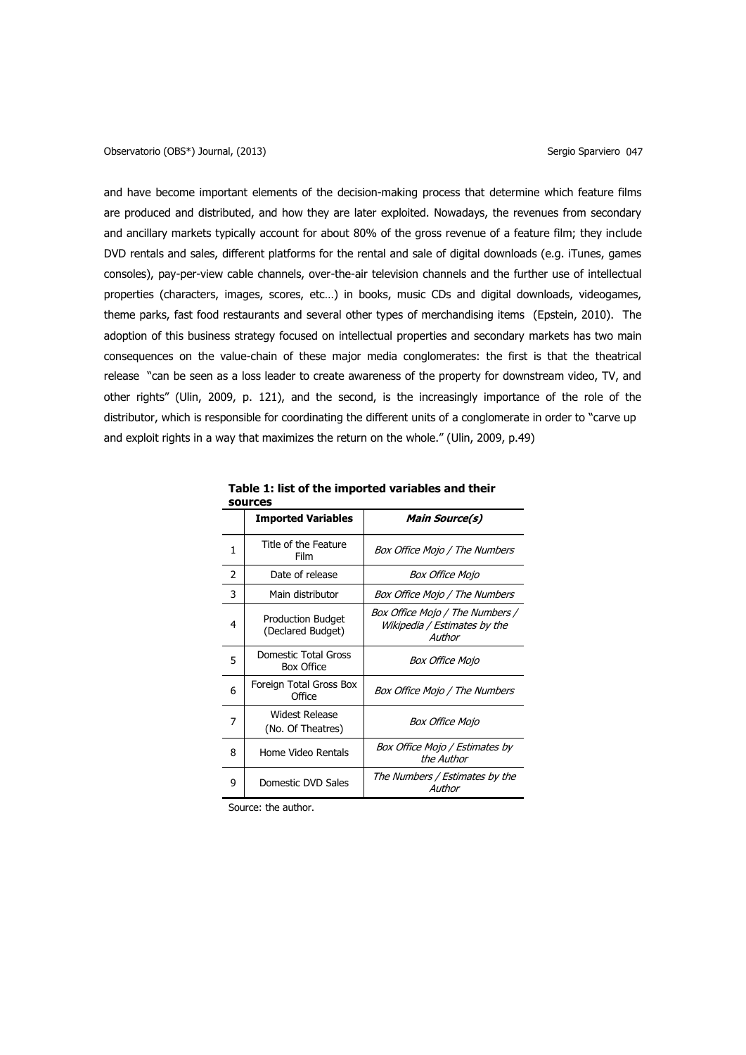and have become important elements of the decision-making process that determine which feature films are produced and distributed, and how they are later exploited. Nowadays, the revenues from secondary and ancillary markets typically account for about 80% of the gross revenue of a feature film; they include DVD rentals and sales, different platforms for the rental and sale of digital downloads (e.g. iTunes, games consoles), pay-per-view cable channels, over-the-air television channels and the further use of intellectual properties (characters, images, scores, etc…) in books, music CDs and digital downloads, videogames, theme parks, fast food restaurants and several other types of merchandising items (Epstein, 2010). The adoption of this business strategy focused on intellectual properties and secondary markets has two main consequences on the value-chain of these major media conglomerates: the first is that the theatrical release "can be seen as a loss leader to create awareness of the property for downstream video, TV, and other rights" (Ulin, 2009, p. 121), and the second, is the increasingly importance of the role of the distributor, which is responsible for coordinating the different units of a conglomerate in order to "carve up and exploit rights in a way that maximizes the return on the whole." (Ulin, 2009, p.49)

**Table 1: list of the imported variables and their sources**

| | **Imported Variables** | ***Main Source(s)*** |
|---|---|---|
| 1 | Title of the Feature Film | *Box Office Mojo / The Numbers* |
| 2 | Date of release | *Box Office Mojo* |
| 3 | Main distributor | *Box Office Mojo / The Numbers* |
| 4 | Production Budget (Declared Budget) | *Box Office Mojo / The Numbers / Wikipedia / Estimates by the Author* |
| 5 | Domestic Total Gross Box Office | *Box Office Mojo* |
| 6 | Foreign Total Gross Box Office | *Box Office Mojo / The Numbers* |
| 7 | Widest Release (No. Of Theatres) | *Box Office Mojo* |
| 8 | Home Video Rentals | *Box Office Mojo / Estimates by the Author* |
| 9 | Domestic DVD Sales | *The Numbers / Estimates by the Author* |

Source: the author.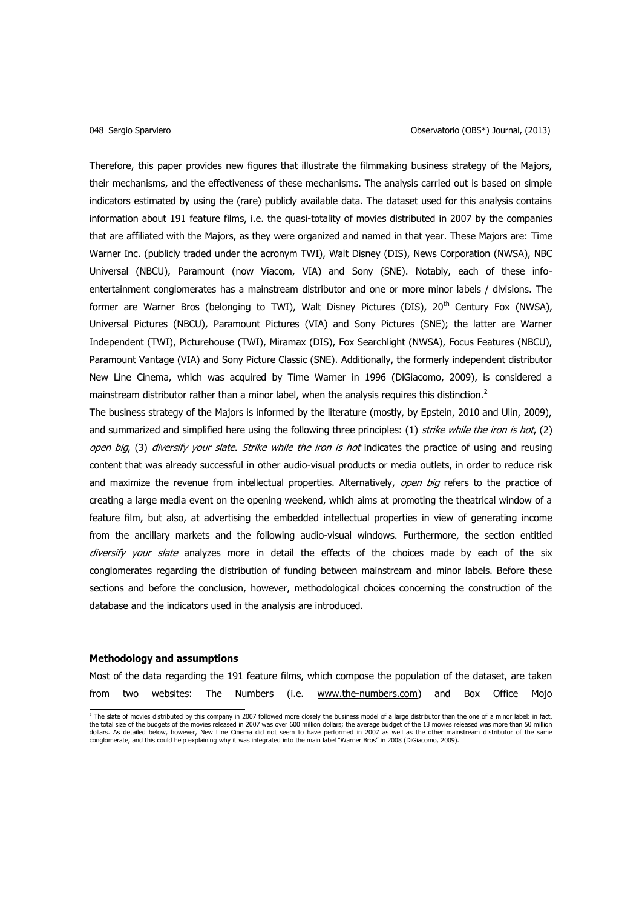Therefore, this paper provides new figures that illustrate the filmmaking business strategy of the Majors, their mechanisms, and the effectiveness of these mechanisms. The analysis carried out is based on simple indicators estimated by using the (rare) publicly available data. The dataset used for this analysis contains information about 191 feature films, i.e. the quasi-totality of movies distributed in 2007 by the companies that are affiliated with the Majors, as they were organized and named in that year. These Majors are: Time Warner Inc. (publicly traded under the acronym TWI), Walt Disney (DIS), News Corporation (NWSA), NBC Universal (NBCU), Paramount (now Viacom, VIA) and Sony (SNE). Notably, each of these info-entertainment conglomerates has a mainstream distributor and one or more minor labels / divisions. The former are Warner Bros (belonging to TWI), Walt Disney Pictures (DIS), 20th Century Fox (NWSA), Universal Pictures (NBCU), Paramount Pictures (VIA) and Sony Pictures (SNE); the latter are Warner Independent (TWI), Picturehouse (TWI), Miramax (DIS), Fox Searchlight (NWSA), Focus Features (NBCU), Paramount Vantage (VIA) and Sony Picture Classic (SNE). Additionally, the formerly independent distributor New Line Cinema, which was acquired by Time Warner in 1996 (DiGiacomo, 2009), is considered a mainstream distributor rather than a minor label, when the analysis requires this distinction.[2]

The business strategy of the Majors is informed by the literature (mostly, by Epstein, 2010 and Ulin, 2009), and summarized and simplified here using the following three principles: (1) *strike while the iron is hot*, (2) *open big*, (3) *diversify your slate*. *Strike while the iron is hot* indicates the practice of using and reusing content that was already successful in other audio-visual products or media outlets, in order to reduce risk and maximize the revenue from intellectual properties. Alternatively, *open big* refers to the practice of creating a large media event on the opening weekend, which aims at promoting the theatrical window of a feature film, but also, at advertising the embedded intellectual properties in view of generating income from the ancillary markets and the following audio-visual windows. Furthermore, the section entitled *diversify your slate* analyzes more in detail the effects of the choices made by each of the six conglomerates regarding the distribution of funding between mainstream and minor labels. Before these sections and before the conclusion, however, methodological choices concerning the construction of the database and the indicators used in the analysis are introduced.

## Methodology and assumptions

Most of the data regarding the 191 feature films, which compose the population of the dataset, are taken from two websites: The Numbers (i.e. www.the-numbers.com) and Box Office Mojo

[2] The slate of movies distributed by this company in 2007 followed more closely the business model of a large distributor than the one of a minor label: in fact, the total size of the budgets of the movies released in 2007 was over 600 million dollars; the average budget of the 13 movies released was more than 50 million dollars. As detailed below, however, New Line Cinema did not seem to have performed in 2007 as well as the other mainstream distributor of the same conglomerate, and this could help explaining why it was integrated into the main label "Warner Bros" in 2008 (DiGiacomo, 2009).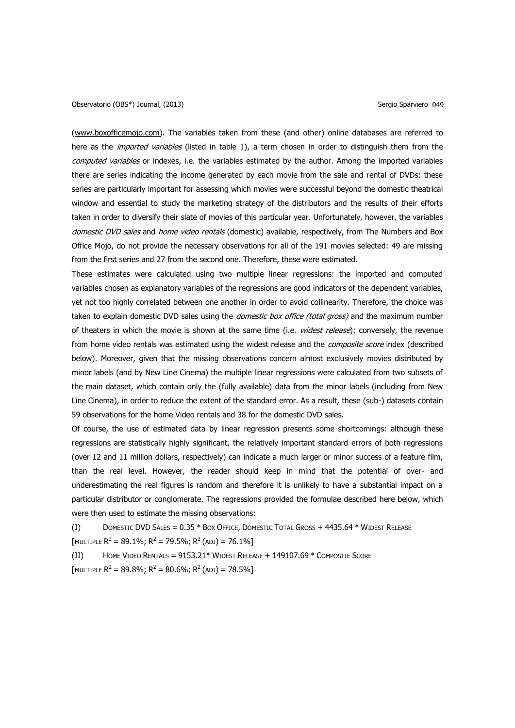(www.boxofficemojo.com). The variables taken from these (and other) online databases are referred to here as the *imported variables* (listed in table 1), a term chosen in order to distinguish them from the *computed variables* or indexes, i.e. the variables estimated by the author. Among the imported variables there are series indicating the income generated by each movie from the sale and rental of DVDs: these series are particularly important for assessing which movies were successful beyond the domestic theatrical window and essential to study the marketing strategy of the distributors and the results of their efforts taken in order to diversify their slate of movies of this particular year. Unfortunately, however, the variables *domestic DVD sales* and *home video rentals* (domestic) available, respectively, from The Numbers and Box Office Mojo, do not provide the necessary observations for all of the 191 movies selected: 49 are missing from the first series and 27 from the second one. Therefore, these were estimated.

These estimates were calculated using two multiple linear regressions: the imported and computed variables chosen as explanatory variables of the regressions are good indicators of the dependent variables, yet not too highly correlated between one another in order to avoid collinearity. Therefore, the choice was taken to explain domestic DVD sales using the *domestic box office (total gross)* and the maximum number of theaters in which the movie is shown at the same time (i.e. *widest release*): conversely, the revenue from home video rentals was estimated using the widest release and the *composite score* index (described below). Moreover, given that the missing observations concern almost exclusively movies distributed by minor labels (and by New Line Cinema) the multiple linear regressions were calculated from two subsets of the main dataset, which contain only the (fully available) data from the minor labels (including from New Line Cinema), in order to reduce the extent of the standard error. As a result, these (sub-) datasets contain 59 observations for the home Video rentals and 38 for the domestic DVD sales.

Of course, the use of estimated data by linear regression presents some shortcomings: although these regressions are statistically highly significant, the relatively important standard errors of both regressions (over 12 and 11 million dollars, respectively) can indicate a much larger or minor success of a feature film, than the real level. However, the reader should keep in mind that the potential of over- and underestimating the real figures is random and therefore it is unlikely to have a substantial impact on a particular distributor or conglomerate. The regressions provided the formulae described here below, which were then used to estimate the missing observations:

(I) DOMESTIC DVD SALES = 0.35 * BOX OFFICE, DOMESTIC TOTAL GROSS + 4435.64 * WIDEST RELEASE
[MULTIPLE $R^2$ = 89.1%; $R^2$ = 79.5%; $R^2$ (ADJ) = 76.1%]

(II) HOME VIDEO RENTALS = 9153.21* WIDEST RELEASE + 149107.69 * COMPOSITE SCORE
[MULTIPLE $R^2$ = 89.8%; $R^2$ = 80.6%; $R^2$ (ADJ) = 78.5%]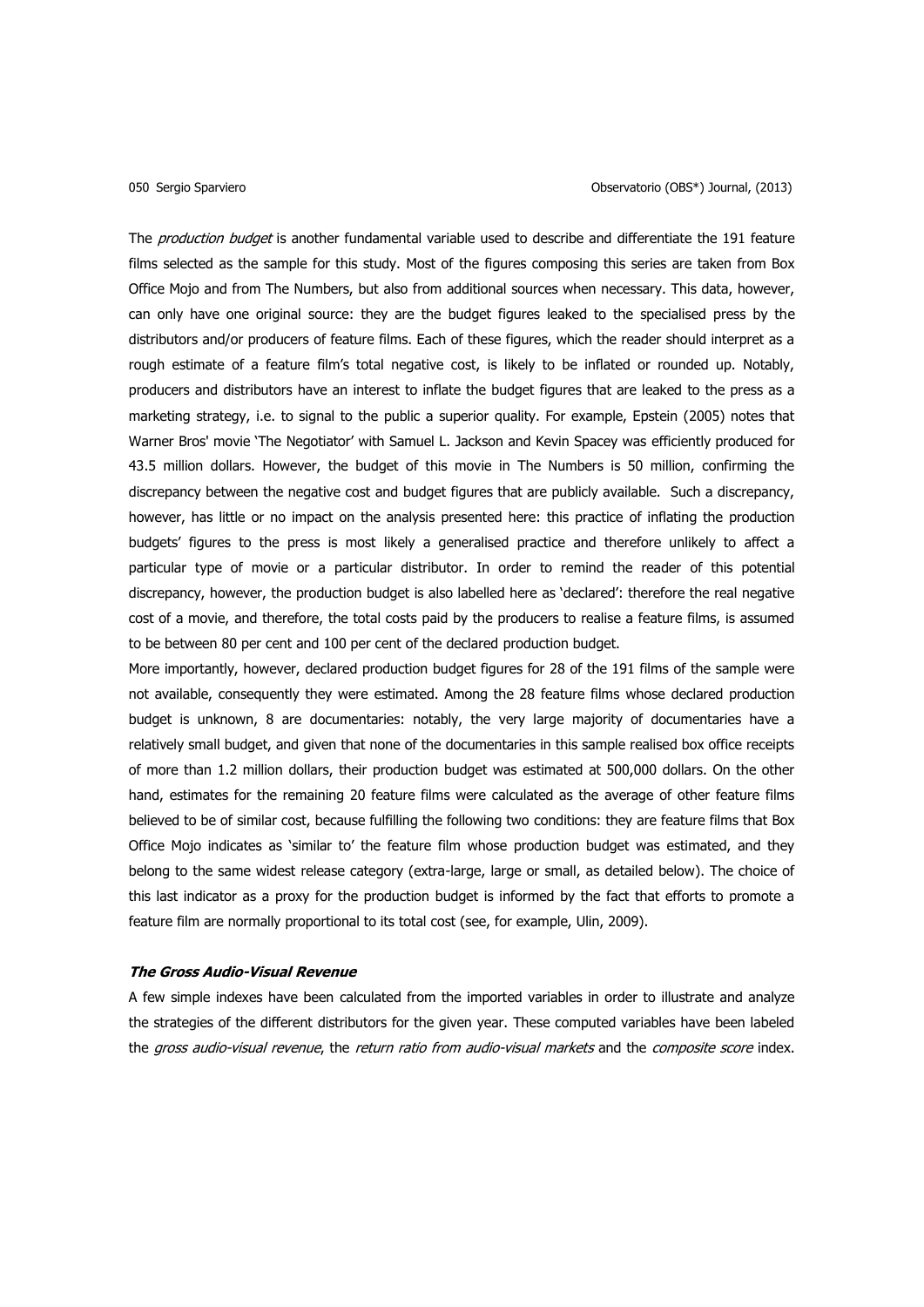The *production budget* is another fundamental variable used to describe and differentiate the 191 feature films selected as the sample for this study. Most of the figures composing this series are taken from Box Office Mojo and from The Numbers, but also from additional sources when necessary. This data, however, can only have one original source: they are the budget figures leaked to the specialised press by the distributors and/or producers of feature films. Each of these figures, which the reader should interpret as a rough estimate of a feature film's total negative cost, is likely to be inflated or rounded up. Notably, producers and distributors have an interest to inflate the budget figures that are leaked to the press as a marketing strategy, i.e. to signal to the public a superior quality. For example, Epstein (2005) notes that Warner Bros' movie 'The Negotiator' with Samuel L. Jackson and Kevin Spacey was efficiently produced for 43.5 million dollars. However, the budget of this movie in The Numbers is 50 million, confirming the discrepancy between the negative cost and budget figures that are publicly available. Such a discrepancy, however, has little or no impact on the analysis presented here: this practice of inflating the production budgets' figures to the press is most likely a generalised practice and therefore unlikely to affect a particular type of movie or a particular distributor. In order to remind the reader of this potential discrepancy, however, the production budget is also labelled here as 'declared': therefore the real negative cost of a movie, and therefore, the total costs paid by the producers to realise a feature films, is assumed to be between 80 per cent and 100 per cent of the declared production budget.

More importantly, however, declared production budget figures for 28 of the 191 films of the sample were not available, consequently they were estimated. Among the 28 feature films whose declared production budget is unknown, 8 are documentaries: notably, the very large majority of documentaries have a relatively small budget, and given that none of the documentaries in this sample realised box office receipts of more than 1.2 million dollars, their production budget was estimated at 500,000 dollars. On the other hand, estimates for the remaining 20 feature films were calculated as the average of other feature films believed to be of similar cost, because fulfilling the following two conditions: they are feature films that Box Office Mojo indicates as 'similar to' the feature film whose production budget was estimated, and they belong to the same widest release category (extra-large, large or small, as detailed below). The choice of this last indicator as a proxy for the production budget is informed by the fact that efforts to promote a feature film are normally proportional to its total cost (see, for example, Ulin, 2009).

### *The Gross Audio-Visual Revenue*

A few simple indexes have been calculated from the imported variables in order to illustrate and analyze the strategies of the different distributors for the given year. These computed variables have been labeled the *gross audio-visual revenue*, the *return ratio from audio-visual markets* and the *composite score* index.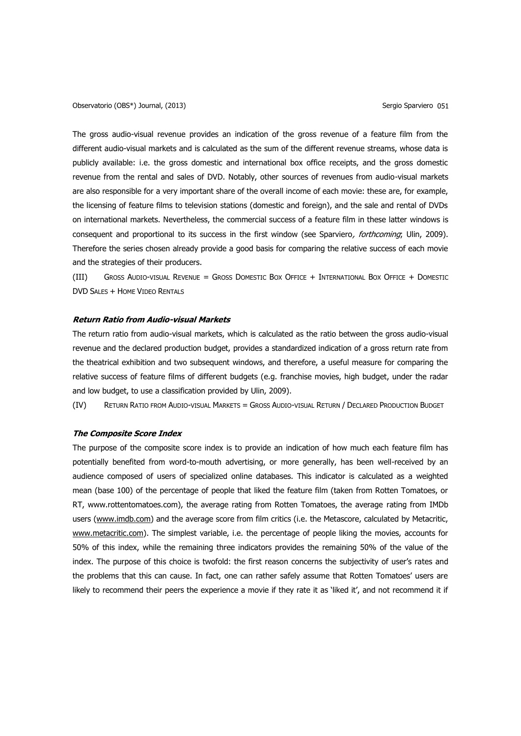The gross audio-visual revenue provides an indication of the gross revenue of a feature film from the different audio-visual markets and is calculated as the sum of the different revenue streams, whose data is publicly available: i.e. the gross domestic and international box office receipts, and the gross domestic revenue from the rental and sales of DVD. Notably, other sources of revenues from audio-visual markets are also responsible for a very important share of the overall income of each movie: these are, for example, the licensing of feature films to television stations (domestic and foreign), and the sale and rental of DVDs on international markets. Nevertheless, the commercial success of a feature film in these latter windows is consequent and proportional to its success in the first window (see Sparviero*, forthcoming*; Ulin, 2009). Therefore the series chosen already provide a good basis for comparing the relative success of each movie and the strategies of their producers.

(III) Gross Audio-visual Revenue = Gross Domestic Box Office + International Box Office + Domestic DVD Sales + Home Video Rentals

#### *Return Ratio from Audio-visual Markets*

The return ratio from audio-visual markets, which is calculated as the ratio between the gross audio-visual revenue and the declared production budget, provides a standardized indication of a gross return rate from the theatrical exhibition and two subsequent windows, and therefore, a useful measure for comparing the relative success of feature films of different budgets (e.g. franchise movies, high budget, under the radar and low budget, to use a classification provided by Ulin, 2009).

(IV) Return Ratio from Audio-visual Markets = Gross Audio-visual Return / Declared Production Budget

#### *The Composite Score Index*

The purpose of the composite score index is to provide an indication of how much each feature film has potentially benefited from word-to-mouth advertising, or more generally, has been well-received by an audience composed of users of specialized online databases. This indicator is calculated as a weighted mean (base 100) of the percentage of people that liked the feature film (taken from Rotten Tomatoes, or RT, www.rottentomatoes.com), the average rating from Rotten Tomatoes, the average rating from IMDb users (www.imdb.com) and the average score from film critics (i.e. the Metascore, calculated by Metacritic, www.metacritic.com). The simplest variable, i.e. the percentage of people liking the movies, accounts for 50% of this index, while the remaining three indicators provides the remaining 50% of the value of the index. The purpose of this choice is twofold: the first reason concerns the subjectivity of user's rates and the problems that this can cause. In fact, one can rather safely assume that Rotten Tomatoes' users are likely to recommend their peers the experience a movie if they rate it as 'liked it', and not recommend it if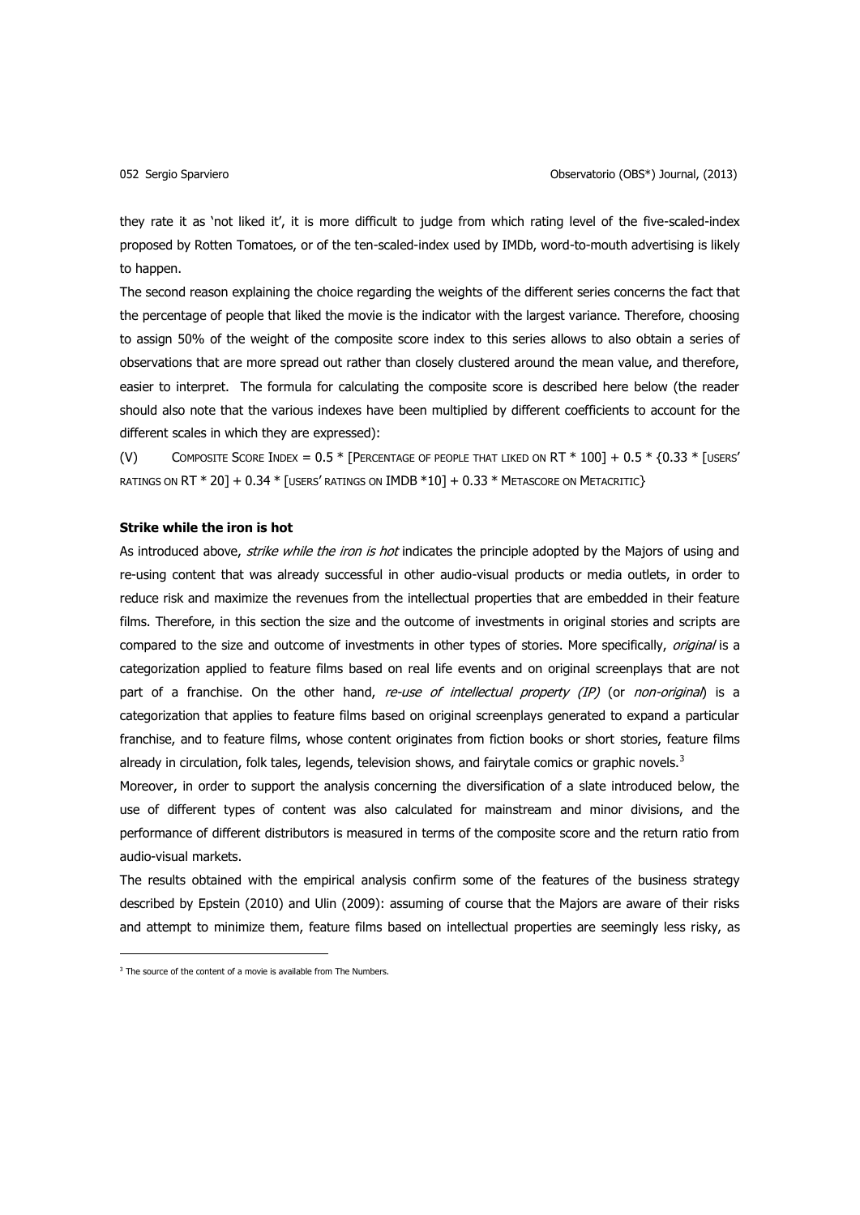they rate it as 'not liked it', it is more difficult to judge from which rating level of the five-scaled-index proposed by Rotten Tomatoes, or of the ten-scaled-index used by IMDb, word-to-mouth advertising is likely to happen.

The second reason explaining the choice regarding the weights of the different series concerns the fact that the percentage of people that liked the movie is the indicator with the largest variance. Therefore, choosing to assign 50% of the weight of the composite score index to this series allows to also obtain a series of observations that are more spread out rather than closely clustered around the mean value, and therefore, easier to interpret. The formula for calculating the composite score is described here below (the reader should also note that the various indexes have been multiplied by different coefficients to account for the different scales in which they are expressed):

(V) COMPOSITE SCORE INDEX = 0.5 * [PERCENTAGE OF PEOPLE THAT LIKED ON RT * 100] + 0.5 * {0.33 * [USERS' RATINGS ON RT * 20] + 0.34 * [USERS' RATINGS ON IMDB *10] + 0.33 * METASCORE ON METACRITIC}

**Strike while the iron is hot**

As introduced above, *strike while the iron is hot* indicates the principle adopted by the Majors of using and re-using content that was already successful in other audio-visual products or media outlets, in order to reduce risk and maximize the revenues from the intellectual properties that are embedded in their feature films. Therefore, in this section the size and the outcome of investments in original stories and scripts are compared to the size and outcome of investments in other types of stories. More specifically, *original* is a categorization applied to feature films based on real life events and on original screenplays that are not part of a franchise. On the other hand, *re-use of intellectual property (IP)* (or *non-original*) is a categorization that applies to feature films based on original screenplays generated to expand a particular franchise, and to feature films, whose content originates from fiction books or short stories, feature films already in circulation, folk tales, legends, television shows, and fairytale comics or graphic novels.[3]

Moreover, in order to support the analysis concerning the diversification of a slate introduced below, the use of different types of content was also calculated for mainstream and minor divisions, and the performance of different distributors is measured in terms of the composite score and the return ratio from audio-visual markets.

The results obtained with the empirical analysis confirm some of the features of the business strategy described by Epstein (2010) and Ulin (2009): assuming of course that the Majors are aware of their risks and attempt to minimize them, feature films based on intellectual properties are seemingly less risky, as

[3] The source of the content of a movie is available from The Numbers.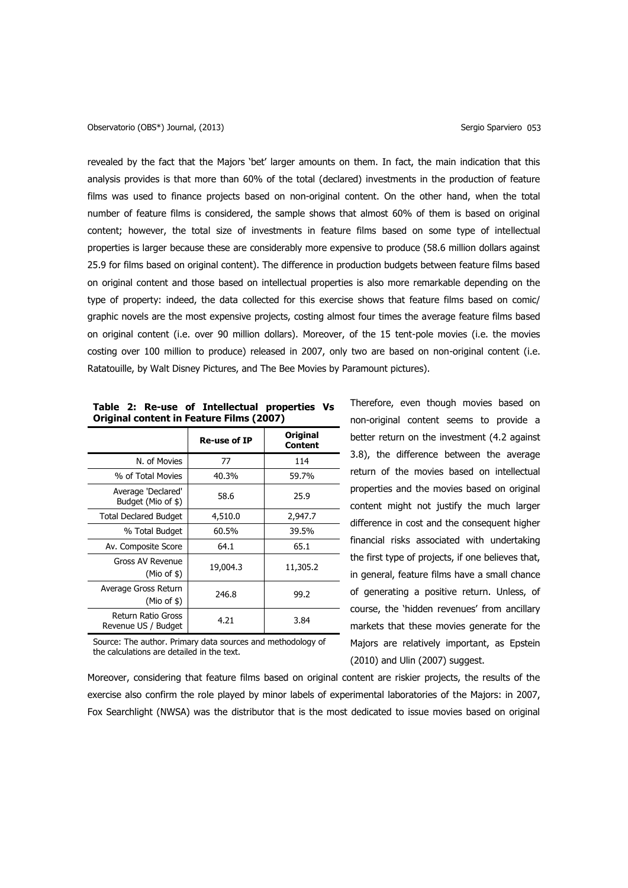revealed by the fact that the Majors 'bet' larger amounts on them. In fact, the main indication that this analysis provides is that more than 60% of the total (declared) investments in the production of feature films was used to finance projects based on non-original content. On the other hand, when the total number of feature films is considered, the sample shows that almost 60% of them is based on original content; however, the total size of investments in feature films based on some type of intellectual properties is larger because these are considerably more expensive to produce (58.6 million dollars against 25.9 for films based on original content). The difference in production budgets between feature films based on original content and those based on intellectual properties is also more remarkable depending on the type of property: indeed, the data collected for this exercise shows that feature films based on comic/ graphic novels are the most expensive projects, costing almost four times the average feature films based on original content (i.e. over 90 million dollars). Moreover, of the 15 tent-pole movies (i.e. the movies costing over 100 million to produce) released in 2007, only two are based on non-original content (i.e. Ratatouille, by Walt Disney Pictures, and The Bee Movies by Paramount pictures).

**Table 2: Re-use of Intellectual properties Vs Original content in Feature Films (2007)**

| | Re-use of IP | Original Content |
|---|---|---|
| N. of Movies | 77 | 114 |
| % of Total Movies | 40.3% | 59.7% |
| Average 'Declared' Budget (Mio of $) | 58.6 | 25.9 |
| Total Declared Budget | 4,510.0 | 2,947.7 |
| % Total Budget | 60.5% | 39.5% |
| Av. Composite Score | 64.1 | 65.1 |
| Gross AV Revenue (Mio of $) | 19,004.3 | 11,305.2 |
| Average Gross Return (Mio of $) | 246.8 | 99.2 |
| Return Ratio Gross Revenue US / Budget | 4.21 | 3.84 |

Source: The author. Primary data sources and methodology of the calculations are detailed in the text.

Therefore, even though movies based on non-original content seems to provide a better return on the investment (4.2 against 3.8), the difference between the average return of the movies based on intellectual properties and the movies based on original content might not justify the much larger difference in cost and the consequent higher financial risks associated with undertaking the first type of projects, if one believes that, in general, feature films have a small chance of generating a positive return. Unless, of course, the 'hidden revenues' from ancillary markets that these movies generate for the Majors are relatively important, as Epstein (2010) and Ulin (2007) suggest.

Moreover, considering that feature films based on original content are riskier projects, the results of the exercise also confirm the role played by minor labels of experimental laboratories of the Majors: in 2007, Fox Searchlight (NWSA) was the distributor that is the most dedicated to issue movies based on original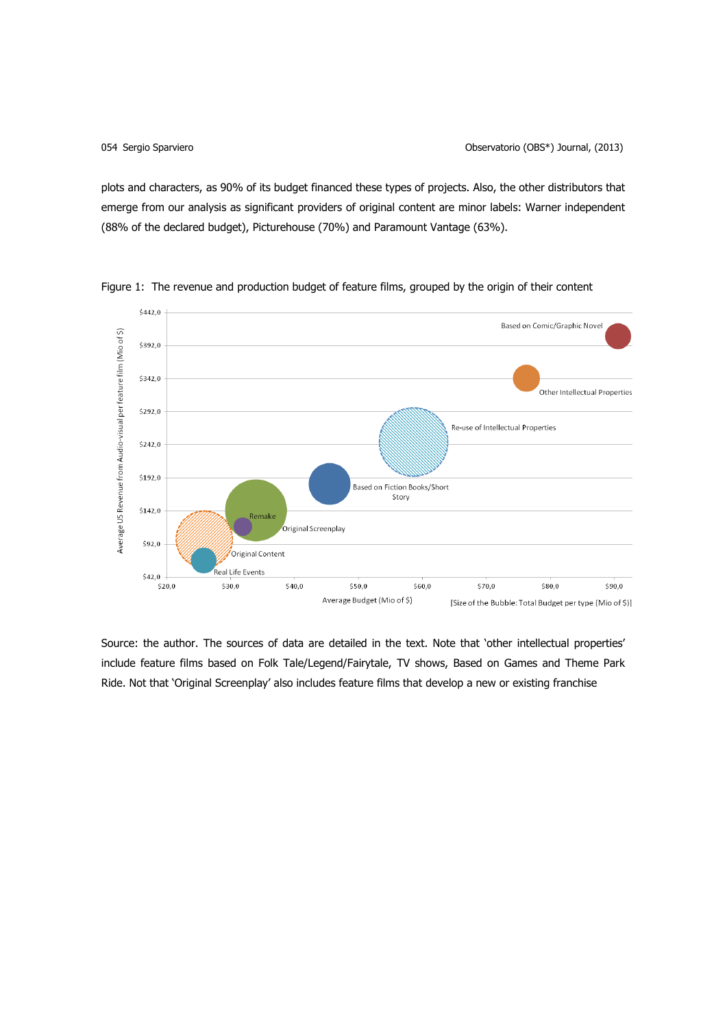plots and characters, as 90% of its budget financed these types of projects. Also, the other distributors that emerge from our analysis as significant providers of original content are minor labels: Warner independent (88% of the declared budget), Picturehouse (70%) and Paramount Vantage (63%).

Figure 1: The revenue and production budget of feature films, grouped by the origin of their content

Source: the author. The sources of data are detailed in the text. Note that 'other intellectual properties' include feature films based on Folk Tale/Legend/Fairytale, TV shows, Based on Games and Theme Park Ride. Not that 'Original Screenplay' also includes feature films that develop a new or existing franchise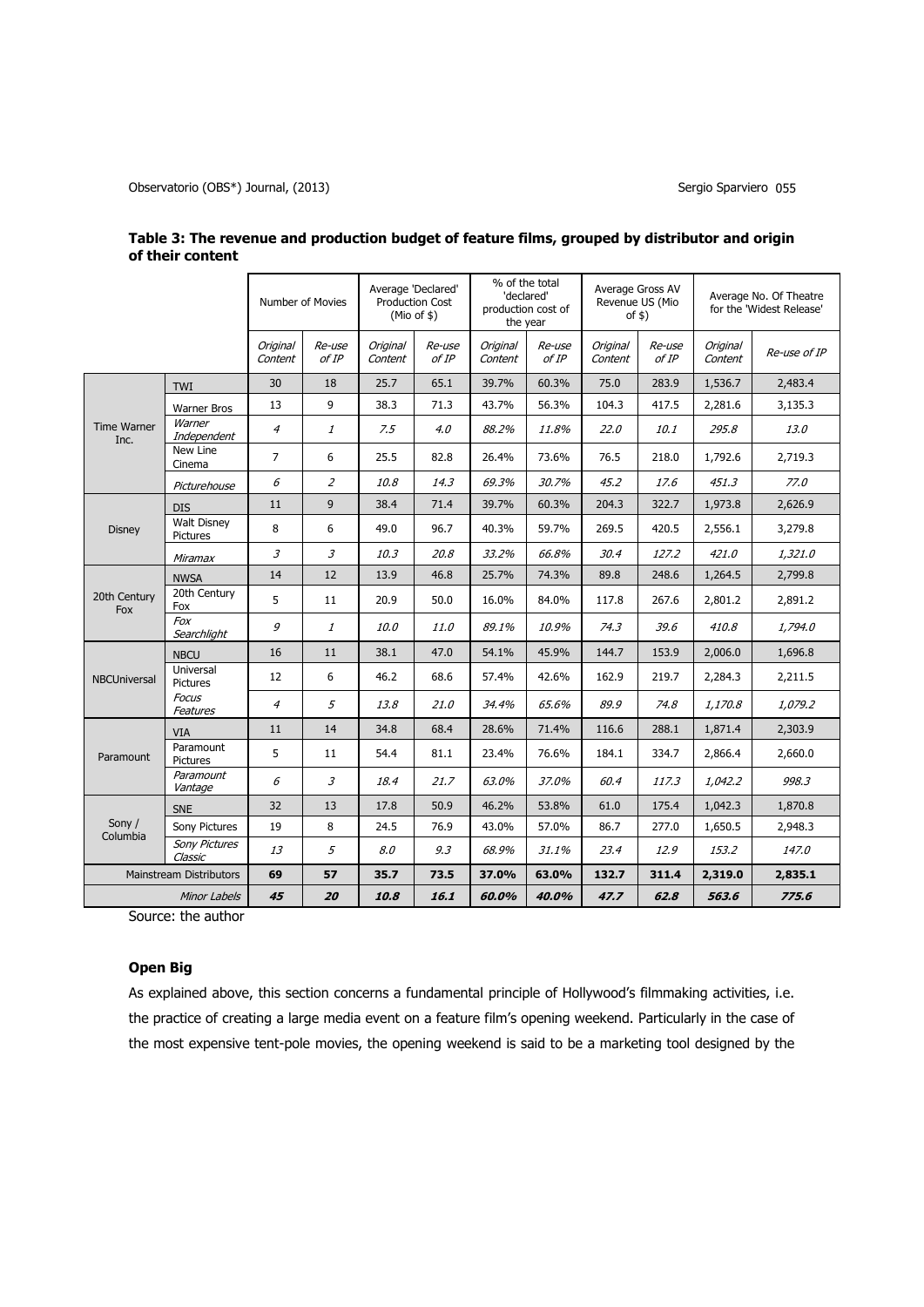**Table 3: The revenue and production budget of feature films, grouped by distributor and origin of their content**

| | | Number of Movies | | Average 'Declared' Production Cost (Mio of $) | | % of the total 'declared' production cost of the year | | Average Gross AV Revenue US (Mio of $) | | Average No. Of Theatre for the 'Widest Release' | |
|---|---|---|---|---|---|---|---|---|---|---|---|
| | | *Original Content* | *Re-use of IP* | *Original Content* | *Re-use of IP* | *Original Content* | *Re-use of IP* | *Original Content* | *Re-use of IP* | *Original Content* | *Re-use of IP* |
| Time Warner Inc. | TWI | 30 | 18 | 25.7 | 65.1 | 39.7% | 60.3% | 75.0 | 283.9 | 1,536.7 | 2,483.4 |
| | Warner Bros | 13 | 9 | 38.3 | 71.3 | 43.7% | 56.3% | 104.3 | 417.5 | 2,281.6 | 3,135.3 |
| | *Warner Independent* | *4* | *1* | *7.5* | *4.0* | *88.2%* | *11.8%* | *22.0* | *10.1* | *295.8* | *13.0* |
| | New Line Cinema | 7 | 6 | 25.5 | 82.8 | 26.4% | 73.6% | 76.5 | 218.0 | 1,792.6 | 2,719.3 |
| | *Picturehouse* | *6* | *2* | *10.8* | *14.3* | *69.3%* | *30.7%* | *45.2* | *17.6* | *451.3* | *77.0* |
| Disney | DIS | 11 | 9 | 38.4 | 71.4 | 39.7% | 60.3% | 204.3 | 322.7 | 1,973.8 | 2,626.9 |
| | Walt Disney Pictures | 8 | 6 | 49.0 | 96.7 | 40.3% | 59.7% | 269.5 | 420.5 | 2,556.1 | 3,279.8 |
| | *Miramax* | *3* | *3* | *10.3* | *20.8* | *33.2%* | *66.8%* | *30.4* | *127.2* | *421.0* | *1,321.0* |
| 20th Century Fox | NWSA | 14 | 12 | 13.9 | 46.8 | 25.7% | 74.3% | 89.8 | 248.6 | 1,264.5 | 2,799.8 |
| | 20th Century Fox | 5 | 11 | 20.9 | 50.0 | 16.0% | 84.0% | 117.8 | 267.6 | 2,801.2 | 2,891.2 |
| | *Fox Searchlight* | *9* | *1* | *10.0* | *11.0* | *89.1%* | *10.9%* | *74.3* | *39.6* | *410.8* | *1,794.0* |
| NBCUniversal | NBCU | 16 | 11 | 38.1 | 47.0 | 54.1% | 45.9% | 144.7 | 153.9 | 2,006.0 | 1,696.8 |
| | Universal Pictures | 12 | 6 | 46.2 | 68.6 | 57.4% | 42.6% | 162.9 | 219.7 | 2,284.3 | 2,211.5 |
| | *Focus Features* | *4* | *5* | *13.8* | *21.0* | *34.4%* | *65.6%* | *89.9* | *74.8* | *1,170.8* | *1,079.2* |
| Paramount | VIA | 11 | 14 | 34.8 | 68.4 | 28.6% | 71.4% | 116.6 | 288.1 | 1,871.4 | 2,303.9 |
| | Paramount Pictures | 5 | 11 | 54.4 | 81.1 | 23.4% | 76.6% | 184.1 | 334.7 | 2,866.4 | 2,660.0 |
| | *Paramount Vantage* | *6* | *3* | *18.4* | *21.7* | *63.0%* | *37.0%* | *60.4* | *117.3* | *1,042.2* | *998.3* |
| Sony / Columbia | SNE | 32 | 13 | 17.8 | 50.9 | 46.2% | 53.8% | 61.0 | 175.4 | 1,042.3 | 1,870.8 |
| | Sony Pictures | 19 | 8 | 24.5 | 76.9 | 43.0% | 57.0% | 86.7 | 277.0 | 1,650.5 | 2,948.3 |
| | *Sony Pictures Classic* | *13* | *5* | *8.0* | *9.3* | *68.9%* | *31.1%* | *23.4* | *12.9* | *153.2* | *147.0* |
| Mainstream Distributors | | **69** | **57** | **35.7** | **73.5** | **37.0%** | **63.0%** | **132.7** | **311.4** | **2,319.0** | **2,835.1** |
| *Minor Labels* | | ***45*** | ***20*** | ***10.8*** | ***16.1*** | ***60.0%*** | ***40.0%*** | ***47.7*** | ***62.8*** | ***563.6*** | ***775.6*** |

Source: the author

**Open Big**

As explained above, this section concerns a fundamental principle of Hollywood's filmmaking activities, i.e. the practice of creating a large media event on a feature film's opening weekend. Particularly in the case of the most expensive tent-pole movies, the opening weekend is said to be a marketing tool designed by the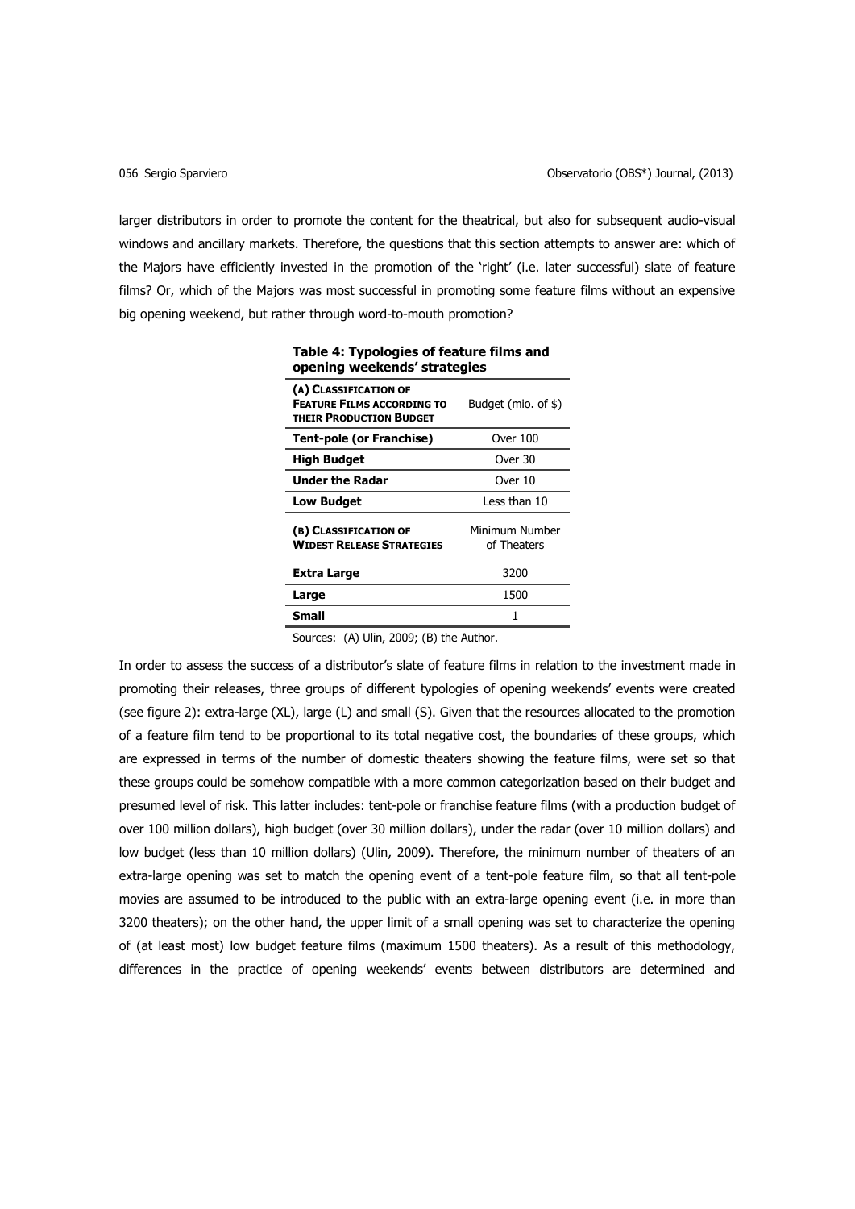larger distributors in order to promote the content for the theatrical, but also for subsequent audio-visual windows and ancillary markets. Therefore, the questions that this section attempts to answer are: which of the Majors have efficiently invested in the promotion of the 'right' (i.e. later successful) slate of feature films? Or, which of the Majors was most successful in promoting some feature films without an expensive big opening weekend, but rather through word-to-mouth promotion?

**Table 4: Typologies of feature films and opening weekends' strategies**

| **(A) Classification of Feature Films according to their Production Budget** | Budget (mio. of $) |
|---|---|
| **Tent-pole (or Franchise)** | Over 100 |
| **High Budget** | Over 30 |
| **Under the Radar** | Over 10 |
| **Low Budget** | Less than 10 |
| **(B) Classification of Widest Release Strategies** | Minimum Number of Theaters |
| **Extra Large** | 3200 |
| **Large** | 1500 |
| **Small** | 1 |

Sources: (A) Ulin, 2009; (B) the Author.

In order to assess the success of a distributor's slate of feature films in relation to the investment made in promoting their releases, three groups of different typologies of opening weekends' events were created (see figure 2): extra-large (XL), large (L) and small (S). Given that the resources allocated to the promotion of a feature film tend to be proportional to its total negative cost, the boundaries of these groups, which are expressed in terms of the number of domestic theaters showing the feature films, were set so that these groups could be somehow compatible with a more common categorization based on their budget and presumed level of risk. This latter includes: tent-pole or franchise feature films (with a production budget of over 100 million dollars), high budget (over 30 million dollars), under the radar (over 10 million dollars) and low budget (less than 10 million dollars) (Ulin, 2009). Therefore, the minimum number of theaters of an extra-large opening was set to match the opening event of a tent-pole feature film, so that all tent-pole movies are assumed to be introduced to the public with an extra-large opening event (i.e. in more than 3200 theaters); on the other hand, the upper limit of a small opening was set to characterize the opening of (at least most) low budget feature films (maximum 1500 theaters). As a result of this methodology, differences in the practice of opening weekends' events between distributors are determined and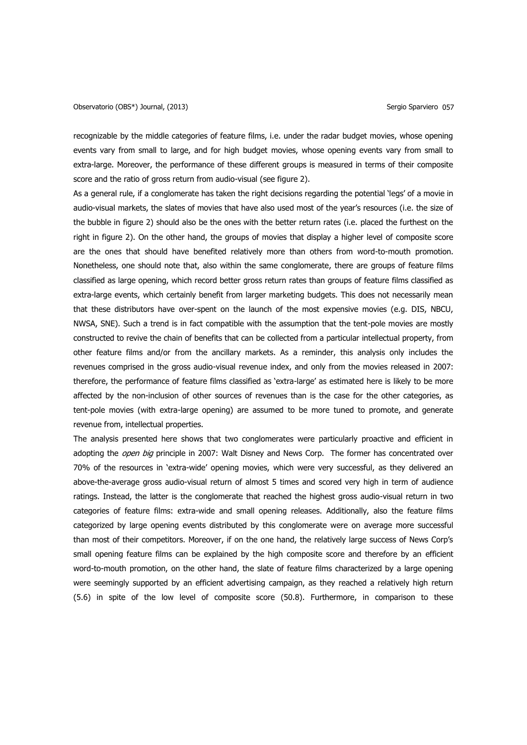recognizable by the middle categories of feature films, i.e. under the radar budget movies, whose opening events vary from small to large, and for high budget movies, whose opening events vary from small to extra-large. Moreover, the performance of these different groups is measured in terms of their composite score and the ratio of gross return from audio-visual (see figure 2).

As a general rule, if a conglomerate has taken the right decisions regarding the potential 'legs' of a movie in audio-visual markets, the slates of movies that have also used most of the year's resources (i.e. the size of the bubble in figure 2) should also be the ones with the better return rates (i.e. placed the furthest on the right in figure 2). On the other hand, the groups of movies that display a higher level of composite score are the ones that should have benefited relatively more than others from word-to-mouth promotion. Nonetheless, one should note that, also within the same conglomerate, there are groups of feature films classified as large opening, which record better gross return rates than groups of feature films classified as extra-large events, which certainly benefit from larger marketing budgets. This does not necessarily mean that these distributors have over-spent on the launch of the most expensive movies (e.g. DIS, NBCU, NWSA, SNE). Such a trend is in fact compatible with the assumption that the tent-pole movies are mostly constructed to revive the chain of benefits that can be collected from a particular intellectual property, from other feature films and/or from the ancillary markets. As a reminder, this analysis only includes the revenues comprised in the gross audio-visual revenue index, and only from the movies released in 2007: therefore, the performance of feature films classified as 'extra-large' as estimated here is likely to be more affected by the non-inclusion of other sources of revenues than is the case for the other categories, as tent-pole movies (with extra-large opening) are assumed to be more tuned to promote, and generate revenue from, intellectual properties.

The analysis presented here shows that two conglomerates were particularly proactive and efficient in adopting the *open big* principle in 2007: Walt Disney and News Corp. The former has concentrated over 70% of the resources in 'extra-wide' opening movies, which were very successful, as they delivered an above-the-average gross audio-visual return of almost 5 times and scored very high in term of audience ratings. Instead, the latter is the conglomerate that reached the highest gross audio-visual return in two categories of feature films: extra-wide and small opening releases. Additionally, also the feature films categorized by large opening events distributed by this conglomerate were on average more successful than most of their competitors. Moreover, if on the one hand, the relatively large success of News Corp's small opening feature films can be explained by the high composite score and therefore by an efficient word-to-mouth promotion, on the other hand, the slate of feature films characterized by a large opening were seemingly supported by an efficient advertising campaign, as they reached a relatively high return (5.6) in spite of the low level of composite score (50.8). Furthermore, in comparison to these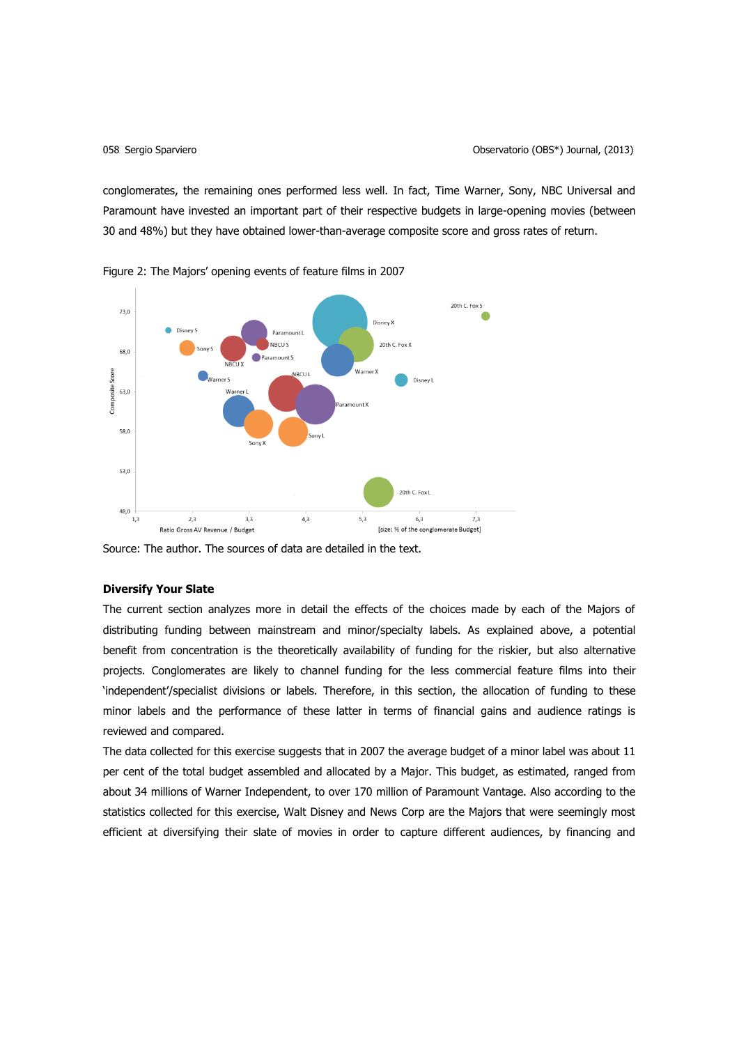conglomerates, the remaining ones performed less well. In fact, Time Warner, Sony, NBC Universal and Paramount have invested an important part of their respective budgets in large-opening movies (between 30 and 48%) but they have obtained lower-than-average composite score and gross rates of return.

Figure 2: The Majors' opening events of feature films in 2007

Source: The author. The sources of data are detailed in the text.

**Diversify Your Slate**

The current section analyzes more in detail the effects of the choices made by each of the Majors of distributing funding between mainstream and minor/specialty labels. As explained above, a potential benefit from concentration is the theoretically availability of funding for the riskier, but also alternative projects. Conglomerates are likely to channel funding for the less commercial feature films into their 'independent'/specialist divisions or labels. Therefore, in this section, the allocation of funding to these minor labels and the performance of these latter in terms of financial gains and audience ratings is reviewed and compared.

The data collected for this exercise suggests that in 2007 the average budget of a minor label was about 11 per cent of the total budget assembled and allocated by a Major. This budget, as estimated, ranged from about 34 millions of Warner Independent, to over 170 million of Paramount Vantage. Also according to the statistics collected for this exercise, Walt Disney and News Corp are the Majors that were seemingly most efficient at diversifying their slate of movies in order to capture different audiences, by financing and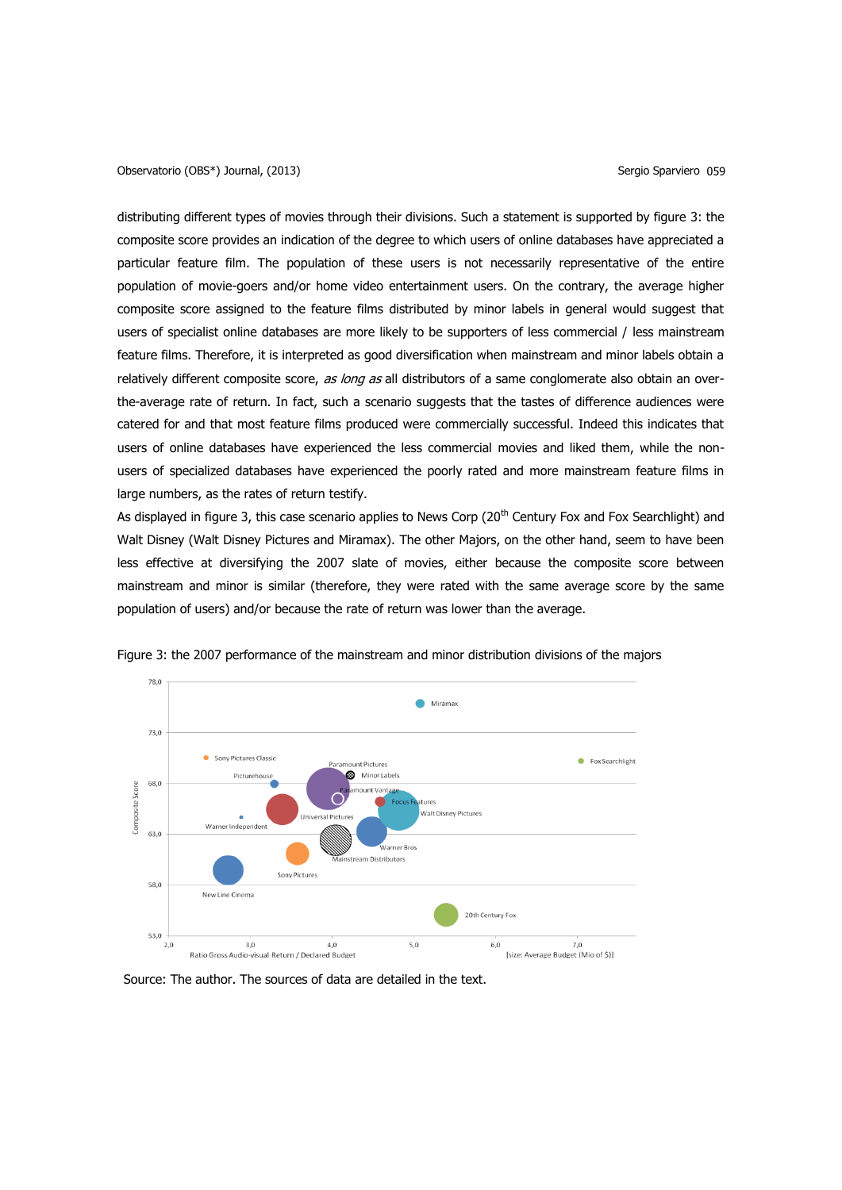distributing different types of movies through their divisions. Such a statement is supported by figure 3: the composite score provides an indication of the degree to which users of online databases have appreciated a particular feature film. The population of these users is not necessarily representative of the entire population of movie-goers and/or home video entertainment users. On the contrary, the average higher composite score assigned to the feature films distributed by minor labels in general would suggest that users of specialist online databases are more likely to be supporters of less commercial / less mainstream feature films. Therefore, it is interpreted as good diversification when mainstream and minor labels obtain a relatively different composite score, *as long as* all distributors of a same conglomerate also obtain an over-the-average rate of return. In fact, such a scenario suggests that the tastes of difference audiences were catered for and that most feature films produced were commercially successful. Indeed this indicates that users of online databases have experienced the less commercial movies and liked them, while the non-users of specialized databases have experienced the poorly rated and more mainstream feature films in large numbers, as the rates of return testify.

As displayed in figure 3, this case scenario applies to News Corp (20th Century Fox and Fox Searchlight) and Walt Disney (Walt Disney Pictures and Miramax). The other Majors, on the other hand, seem to have been less effective at diversifying the 2007 slate of movies, either because the composite score between mainstream and minor is similar (therefore, they were rated with the same average score by the same population of users) and/or because the rate of return was lower than the average.

Figure 3: the 2007 performance of the mainstream and minor distribution divisions of the majors

Source: The author. The sources of data are detailed in the text.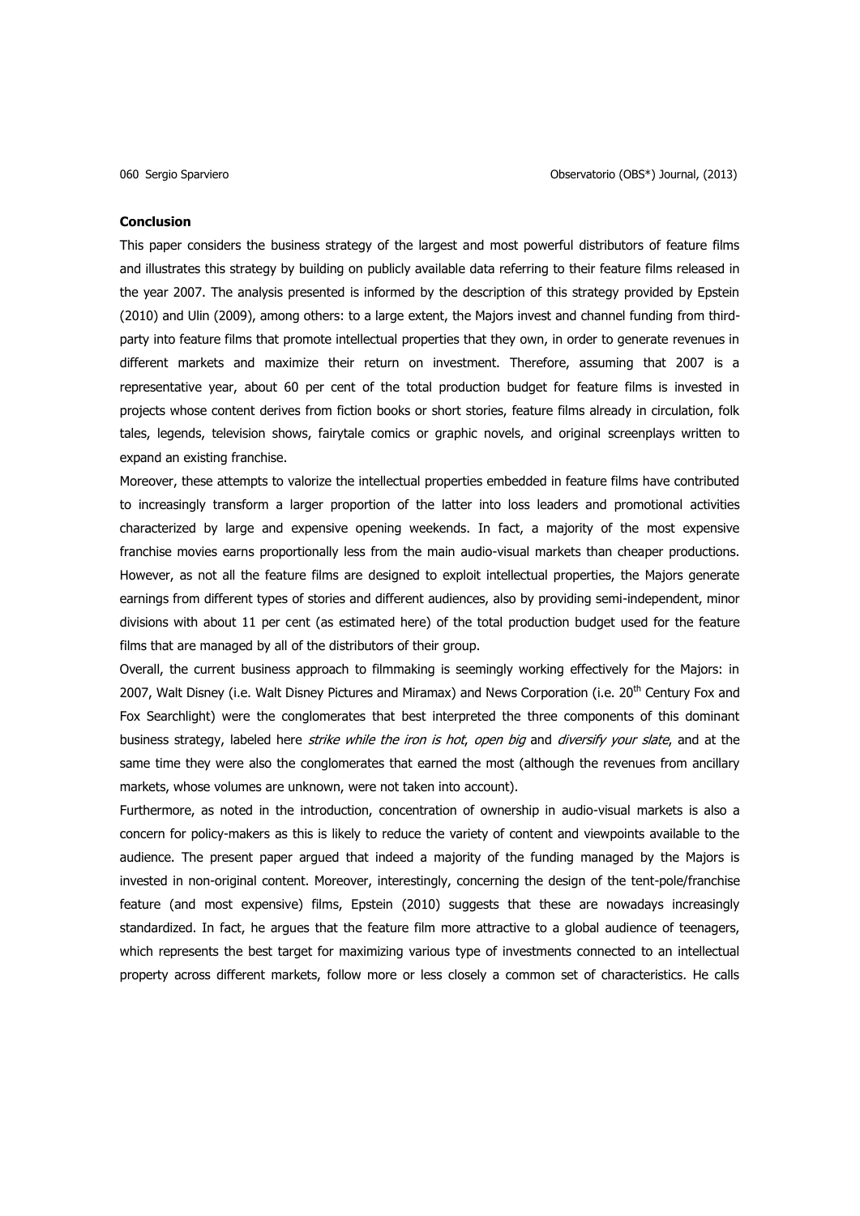### Conclusion

This paper considers the business strategy of the largest and most powerful distributors of feature films and illustrates this strategy by building on publicly available data referring to their feature films released in the year 2007. The analysis presented is informed by the description of this strategy provided by Epstein (2010) and Ulin (2009), among others: to a large extent, the Majors invest and channel funding from third-party into feature films that promote intellectual properties that they own, in order to generate revenues in different markets and maximize their return on investment. Therefore, assuming that 2007 is a representative year, about 60 per cent of the total production budget for feature films is invested in projects whose content derives from fiction books or short stories, feature films already in circulation, folk tales, legends, television shows, fairytale comics or graphic novels, and original screenplays written to expand an existing franchise.

Moreover, these attempts to valorize the intellectual properties embedded in feature films have contributed to increasingly transform a larger proportion of the latter into loss leaders and promotional activities characterized by large and expensive opening weekends. In fact, a majority of the most expensive franchise movies earns proportionally less from the main audio-visual markets than cheaper productions. However, as not all the feature films are designed to exploit intellectual properties, the Majors generate earnings from different types of stories and different audiences, also by providing semi-independent, minor divisions with about 11 per cent (as estimated here) of the total production budget used for the feature films that are managed by all of the distributors of their group.

Overall, the current business approach to filmmaking is seemingly working effectively for the Majors: in 2007, Walt Disney (i.e. Walt Disney Pictures and Miramax) and News Corporation (i.e. 20th Century Fox and Fox Searchlight) were the conglomerates that best interpreted the three components of this dominant business strategy, labeled here *strike while the iron is hot*, *open big* and *diversify your slate*, and at the same time they were also the conglomerates that earned the most (although the revenues from ancillary markets, whose volumes are unknown, were not taken into account).

Furthermore, as noted in the introduction, concentration of ownership in audio-visual markets is also a concern for policy-makers as this is likely to reduce the variety of content and viewpoints available to the audience. The present paper argued that indeed a majority of the funding managed by the Majors is invested in non-original content. Moreover, interestingly, concerning the design of the tent-pole/franchise feature (and most expensive) films, Epstein (2010) suggests that these are nowadays increasingly standardized. In fact, he argues that the feature film more attractive to a global audience of teenagers, which represents the best target for maximizing various type of investments connected to an intellectual property across different markets, follow more or less closely a common set of characteristics. He calls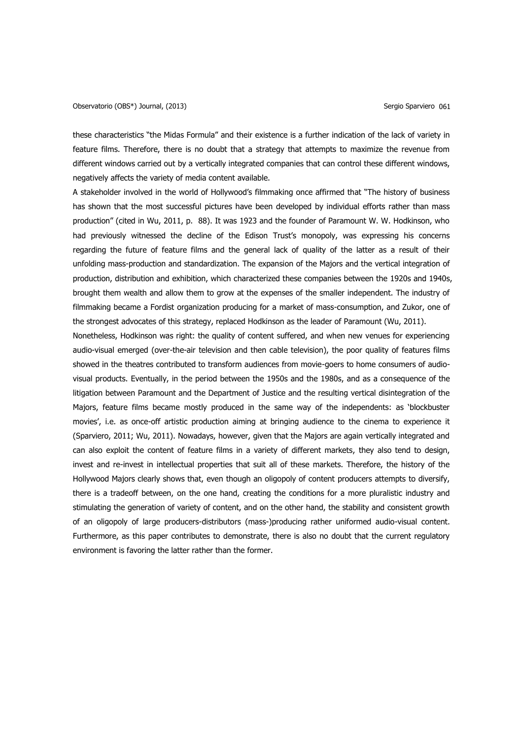these characteristics "the Midas Formula" and their existence is a further indication of the lack of variety in feature films. Therefore, there is no doubt that a strategy that attempts to maximize the revenue from different windows carried out by a vertically integrated companies that can control these different windows, negatively affects the variety of media content available.

A stakeholder involved in the world of Hollywood's filmmaking once affirmed that "The history of business has shown that the most successful pictures have been developed by individual efforts rather than mass production" (cited in Wu, 2011, p. 88). It was 1923 and the founder of Paramount W. W. Hodkinson, who had previously witnessed the decline of the Edison Trust's monopoly, was expressing his concerns regarding the future of feature films and the general lack of quality of the latter as a result of their unfolding mass-production and standardization. The expansion of the Majors and the vertical integration of production, distribution and exhibition, which characterized these companies between the 1920s and 1940s, brought them wealth and allow them to grow at the expenses of the smaller independent. The industry of filmmaking became a Fordist organization producing for a market of mass-consumption, and Zukor, one of the strongest advocates of this strategy, replaced Hodkinson as the leader of Paramount (Wu, 2011).

Nonetheless, Hodkinson was right: the quality of content suffered, and when new venues for experiencing audio-visual emerged (over-the-air television and then cable television), the poor quality of features films showed in the theatres contributed to transform audiences from movie-goers to home consumers of audio-visual products. Eventually, in the period between the 1950s and the 1980s, and as a consequence of the litigation between Paramount and the Department of Justice and the resulting vertical disintegration of the Majors, feature films became mostly produced in the same way of the independents: as 'blockbuster movies', i.e. as once-off artistic production aiming at bringing audience to the cinema to experience it (Sparviero, 2011; Wu, 2011). Nowadays, however, given that the Majors are again vertically integrated and can also exploit the content of feature films in a variety of different markets, they also tend to design, invest and re-invest in intellectual properties that suit all of these markets. Therefore, the history of the Hollywood Majors clearly shows that, even though an oligopoly of content producers attempts to diversify, there is a tradeoff between, on the one hand, creating the conditions for a more pluralistic industry and stimulating the generation of variety of content, and on the other hand, the stability and consistent growth of an oligopoly of large producers-distributors (mass-)producing rather uniformed audio-visual content. Furthermore, as this paper contributes to demonstrate, there is also no doubt that the current regulatory environment is favoring the latter rather than the former.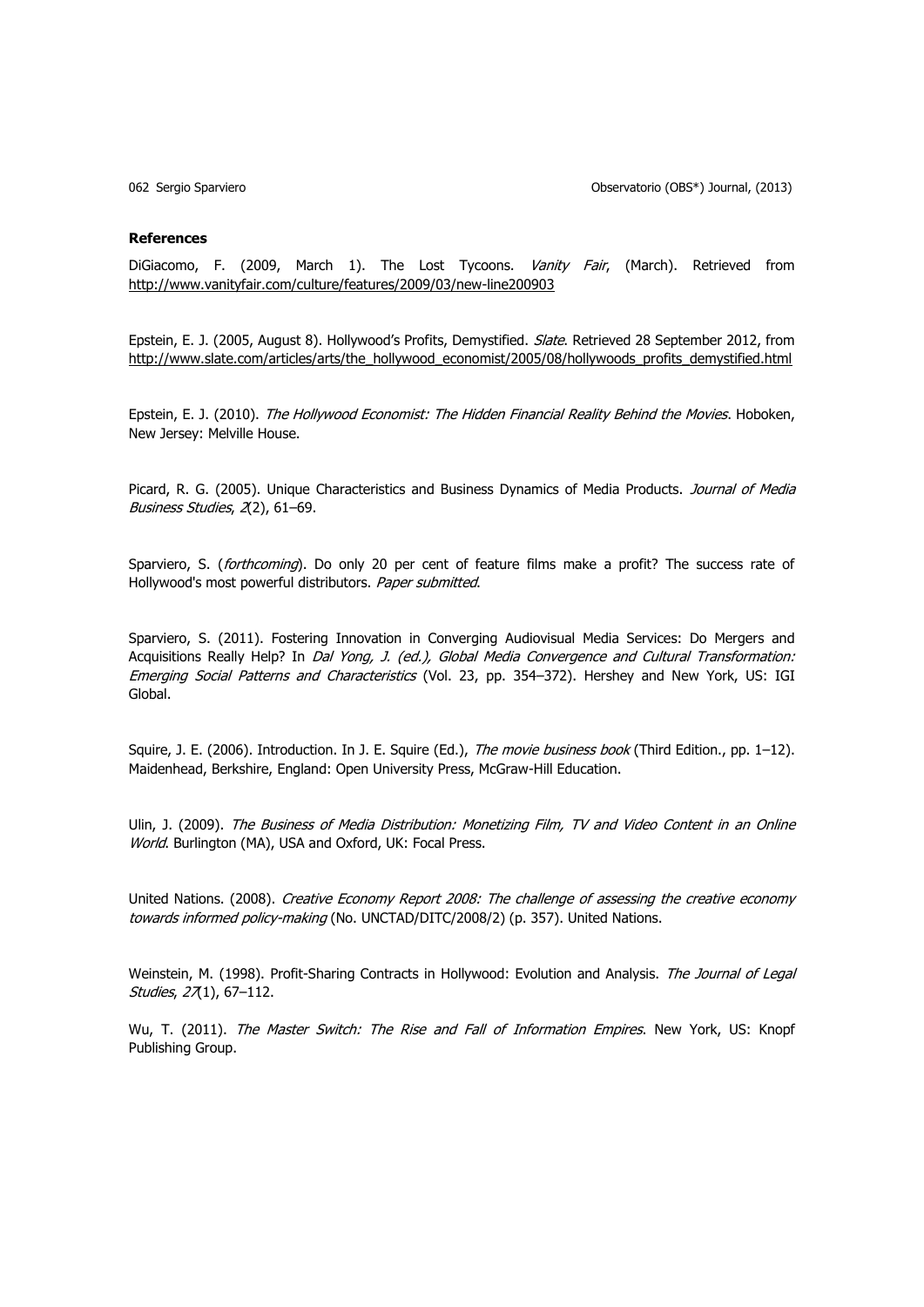**References**

DiGiacomo, F. (2009, March 1). The Lost Tycoons. *Vanity Fair*, (March). Retrieved from http://www.vanityfair.com/culture/features/2009/03/new-line200903

Epstein, E. J. (2005, August 8). Hollywood's Profits, Demystified. *Slate*. Retrieved 28 September 2012, from http://www.slate.com/articles/arts/the_hollywood_economist/2005/08/hollywoods_profits_demystified.html

Epstein, E. J. (2010). *The Hollywood Economist: The Hidden Financial Reality Behind the Movies*. Hoboken, New Jersey: Melville House.

Picard, R. G. (2005). Unique Characteristics and Business Dynamics of Media Products. *Journal of Media Business Studies*, *2*(2), 61–69.

Sparviero, S. (*forthcoming*). Do only 20 per cent of feature films make a profit? The success rate of Hollywood's most powerful distributors. *Paper submitted*.

Sparviero, S. (2011). Fostering Innovation in Converging Audiovisual Media Services: Do Mergers and Acquisitions Really Help? In *Dal Yong, J. (ed.), Global Media Convergence and Cultural Transformation: Emerging Social Patterns and Characteristics* (Vol. 23, pp. 354–372). Hershey and New York, US: IGI Global.

Squire, J. E. (2006). Introduction. In J. E. Squire (Ed.), *The movie business book* (Third Edition., pp. 1–12). Maidenhead, Berkshire, England: Open University Press, McGraw-Hill Education.

Ulin, J. (2009). *The Business of Media Distribution: Monetizing Film, TV and Video Content in an Online World*. Burlington (MA), USA and Oxford, UK: Focal Press.

United Nations. (2008). *Creative Economy Report 2008: The challenge of assessing the creative economy towards informed policy-making* (No. UNCTAD/DITC/2008/2) (p. 357). United Nations.

Weinstein, M. (1998). Profit-Sharing Contracts in Hollywood: Evolution and Analysis. *The Journal of Legal Studies*, *27*(1), 67–112.

Wu, T. (2011). *The Master Switch: The Rise and Fall of Information Empires*. New York, US: Knopf Publishing Group.